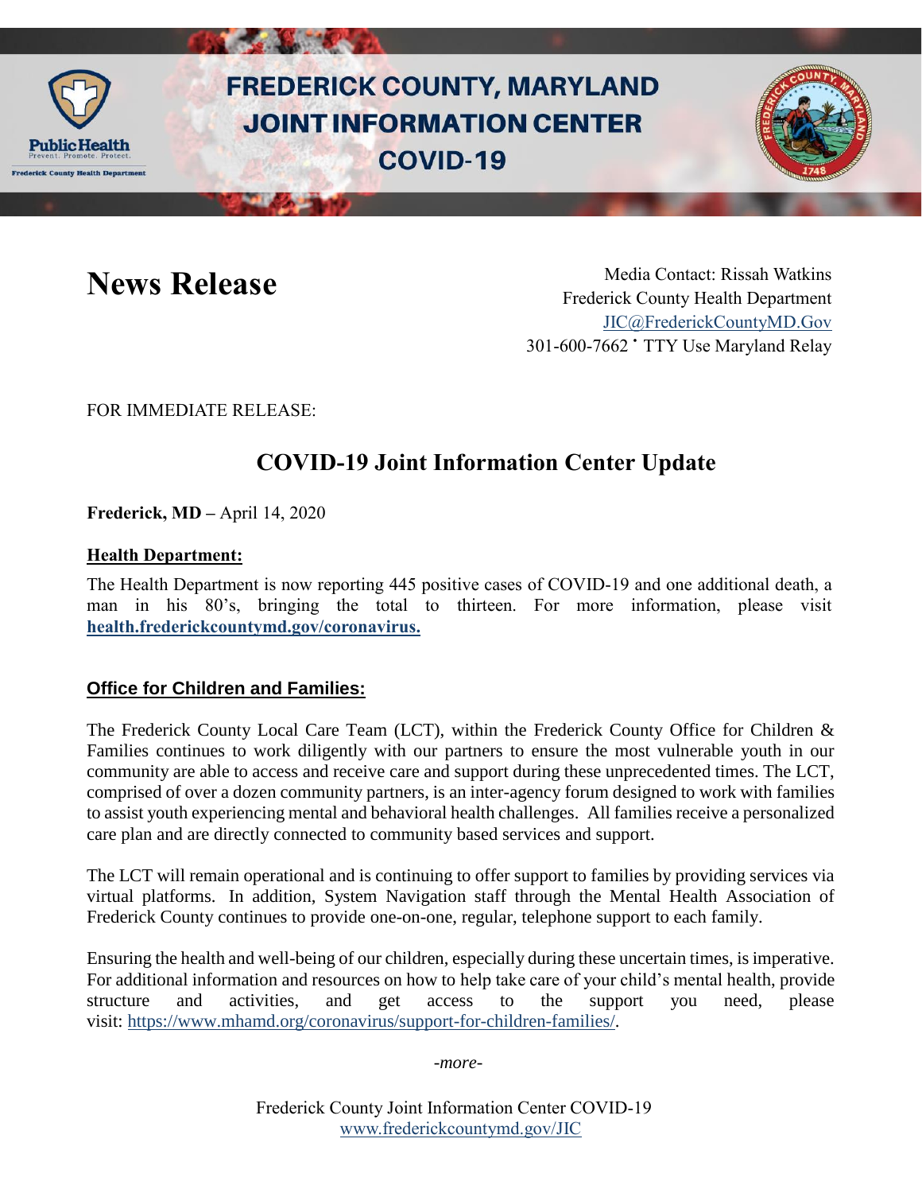# FREDERICK COUNTY, MARYLAND JOINT INFORMATION CENTER COVID-19

# News Release

Media Contact: Rissah Watkins
Frederick County Health Department
JIC@FrederickCountyMD.Gov
301-600-7662 • TTY Use Maryland Relay

FOR IMMEDIATE RELEASE:

## COVID-19 Joint Information Center Update

**Frederick, MD –** April 14, 2020

### Health Department:

The Health Department is now reporting 445 positive cases of COVID-19 and one additional death, a man in his 80's, bringing the total to thirteen. For more information, please visit **health.frederickcountymd.gov/coronavirus.**

### Office for Children and Families:

The Frederick County Local Care Team (LCT), within the Frederick County Office for Children & Families continues to work diligently with our partners to ensure the most vulnerable youth in our community are able to access and receive care and support during these unprecedented times. The LCT, comprised of over a dozen community partners, is an inter-agency forum designed to work with families to assist youth experiencing mental and behavioral health challenges. All families receive a personalized care plan and are directly connected to community based services and support.

The LCT will remain operational and is continuing to offer support to families by providing services via virtual platforms. In addition, System Navigation staff through the Mental Health Association of Frederick County continues to provide one-on-one, regular, telephone support to each family.

Ensuring the health and well-being of our children, especially during these uncertain times, is imperative. For additional information and resources on how to help take care of your child's mental health, provide structure and activities, and get access to the support you need, please visit: https://www.mhamd.org/coronavirus/support-for-children-families/.

*-more-*

Frederick County Joint Information Center COVID-19
www.frederickcountymd.gov/JIC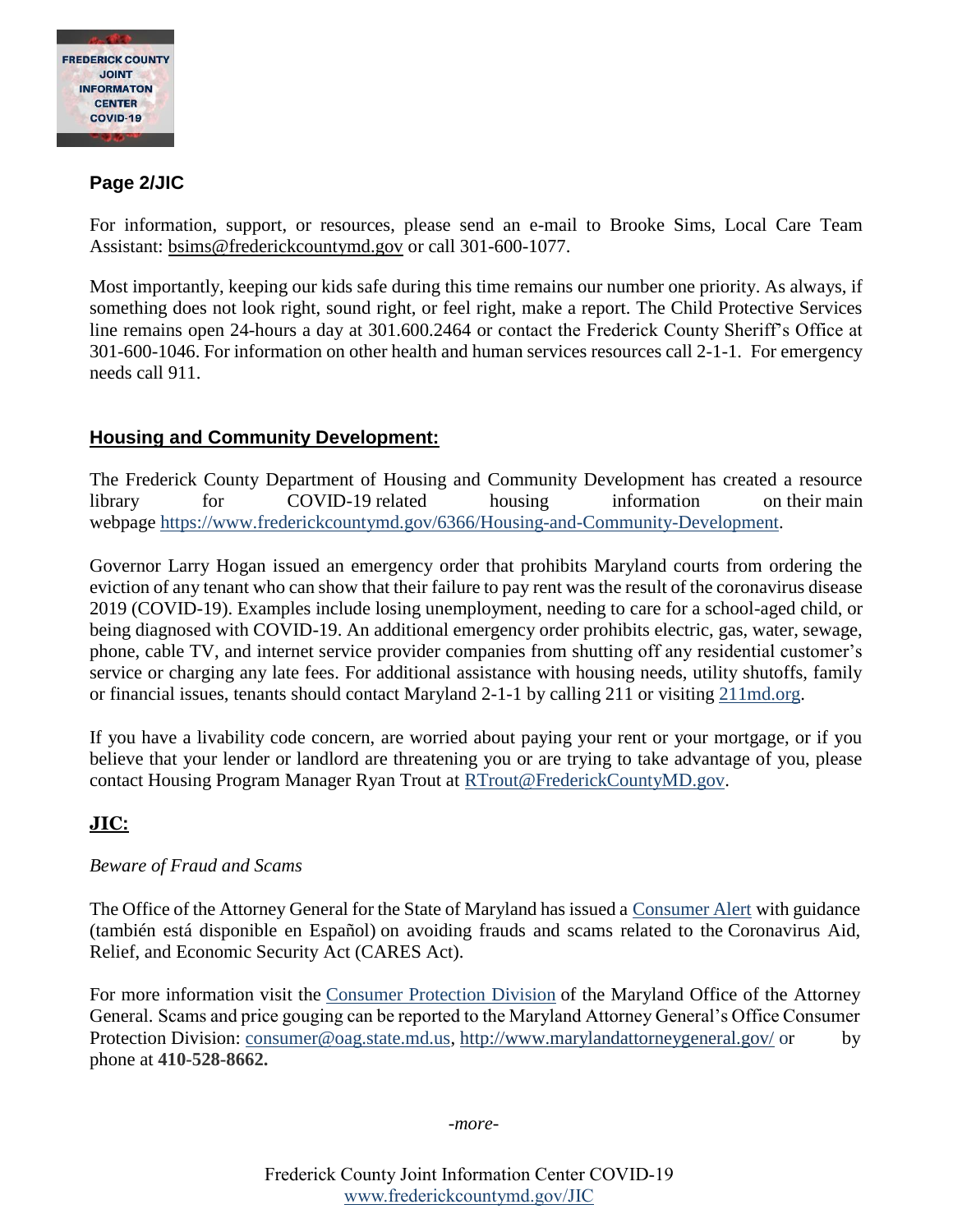**Page 2/JIC**

For information, support, or resources, please send an e-mail to Brooke Sims, Local Care Team Assistant: bsims@frederickcountymd.gov or call 301-600-1077.

Most importantly, keeping our kids safe during this time remains our number one priority. As always, if something does not look right, sound right, or feel right, make a report. The Child Protective Services line remains open 24-hours a day at 301.600.2464 or contact the Frederick County Sheriff's Office at 301-600-1046. For information on other health and human services resources call 2-1-1. For emergency needs call 911.

## Housing and Community Development:

The Frederick County Department of Housing and Community Development has created a resource library for COVID-19 related housing information on their main webpage https://www.frederickcountymd.gov/6366/Housing-and-Community-Development.

Governor Larry Hogan issued an emergency order that prohibits Maryland courts from ordering the eviction of any tenant who can show that their failure to pay rent was the result of the coronavirus disease 2019 (COVID-19). Examples include losing unemployment, needing to care for a school-aged child, or being diagnosed with COVID-19. An additional emergency order prohibits electric, gas, water, sewage, phone, cable TV, and internet service provider companies from shutting off any residential customer's service or charging any late fees. For additional assistance with housing needs, utility shutoffs, family or financial issues, tenants should contact Maryland 2-1-1 by calling 211 or visiting 211md.org.

If you have a livability code concern, are worried about paying your rent or your mortgage, or if you believe that your lender or landlord are threatening you or are trying to take advantage of you, please contact Housing Program Manager Ryan Trout at RTrout@FrederickCountyMD.gov.

## JIC:

*Beware of Fraud and Scams*

The Office of the Attorney General for the State of Maryland has issued a Consumer Alert with guidance (también está disponible en Español) on avoiding frauds and scams related to the Coronavirus Aid, Relief, and Economic Security Act (CARES Act).

For more information visit the Consumer Protection Division of the Maryland Office of the Attorney General. Scams and price gouging can be reported to the Maryland Attorney General's Office Consumer Protection Division: consumer@oag.state.md.us, http://www.marylandattorneygeneral.gov/ or by phone at **410-528-8662.**

*-more-*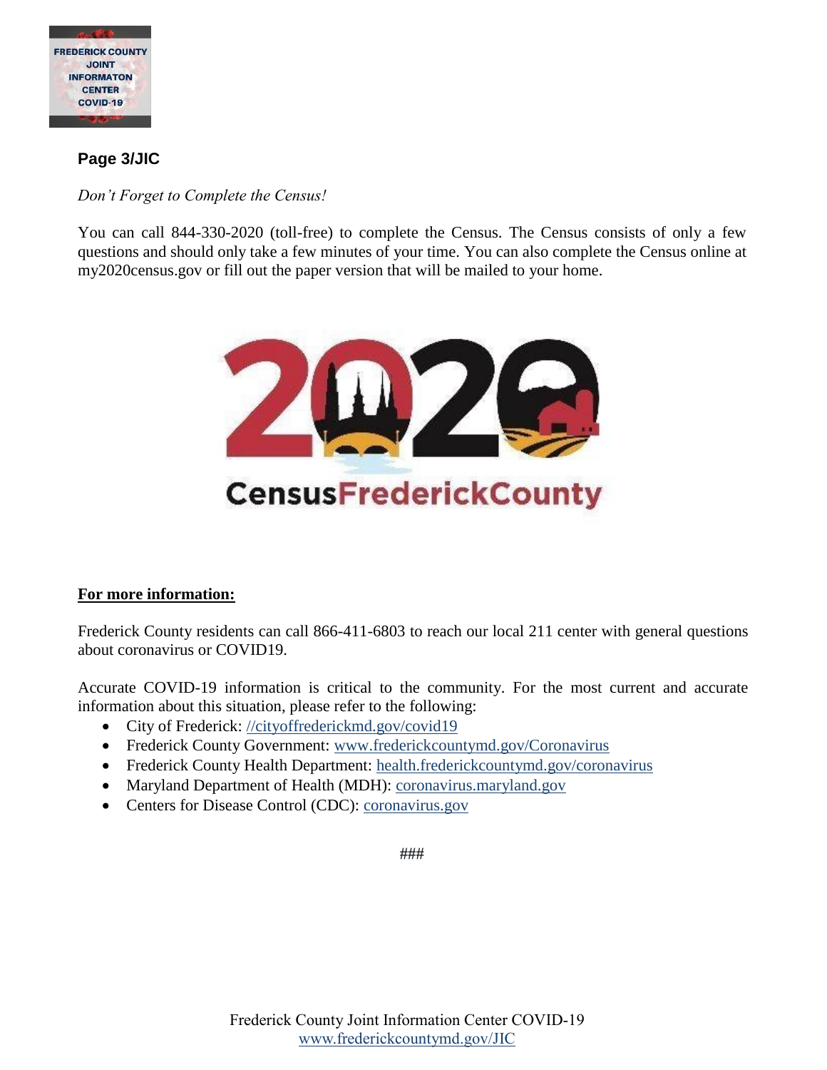**Page 3/JIC**

*Don't Forget to Complete the Census!*

You can call 844-330-2020 (toll-free) to complete the Census. The Census consists of only a few questions and should only take a few minutes of your time. You can also complete the Census online at my2020census.gov or fill out the paper version that will be mailed to your home.

**For more information:**

Frederick County residents can call 866-411-6803 to reach our local 211 center with general questions about coronavirus or COVID19.

Accurate COVID-19 information is critical to the community. For the most current and accurate information about this situation, please refer to the following:

- City of Frederick: //cityoffrederickmd.gov/covid19
- Frederick County Government: www.frederickcountymd.gov/Coronavirus
- Frederick County Health Department: health.frederickcountymd.gov/coronavirus
- Maryland Department of Health (MDH): coronavirus.maryland.gov
- Centers for Disease Control (CDC): coronavirus.gov

###